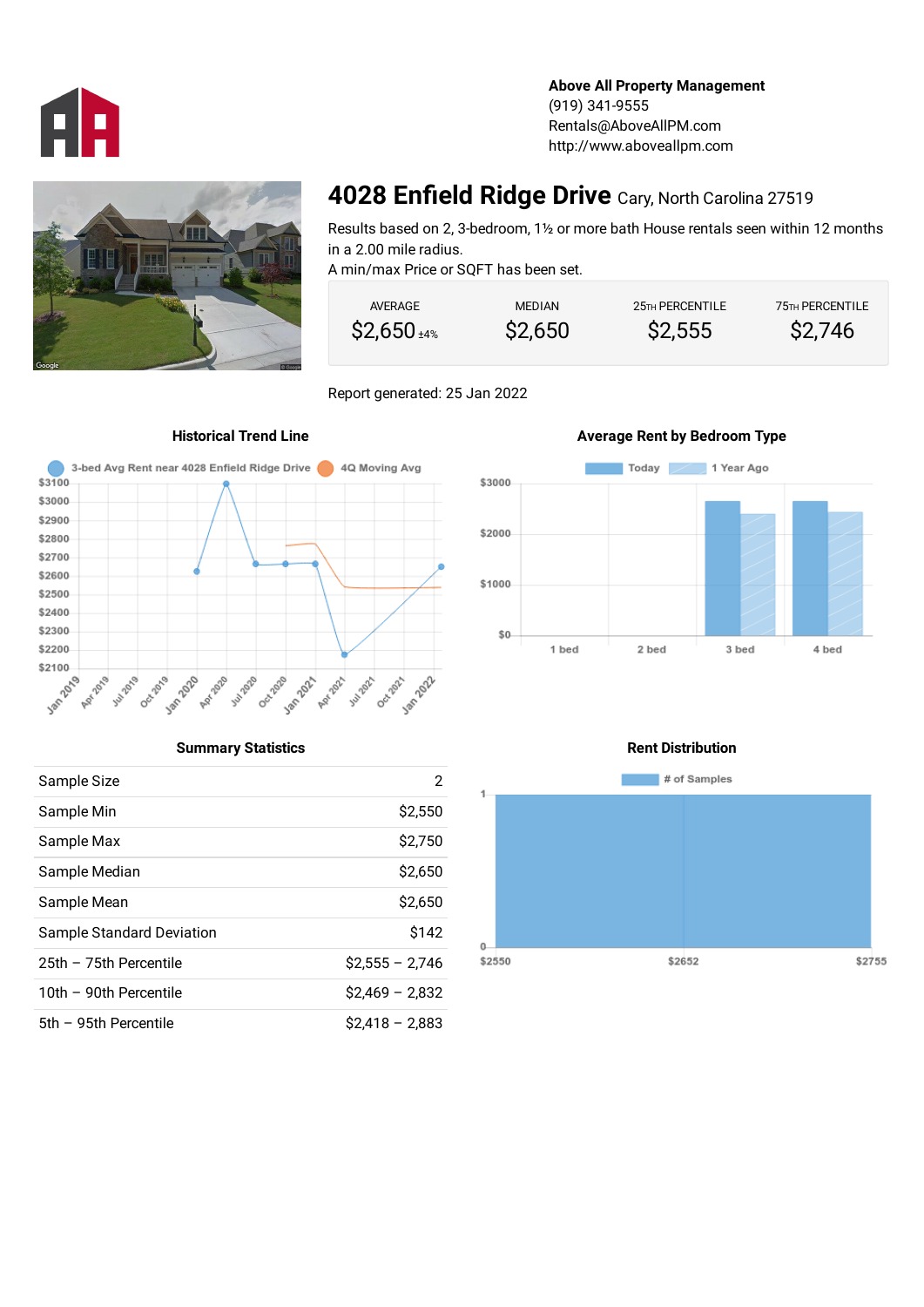**Above All Property Management**
(919) 341-9555
Rentals@AboveAllPM.com
http://www.aboveallpm.com

# 4028 Enfield Ridge Drive Cary, North Carolina 27519

Results based on 2, 3-bedroom, 1½ or more bath House rentals seen within 12 months in a 2.00 mile radius.
A min/max Price or SQFT has been set.

| AVERAGE | MEDIAN | 25TH PERCENTILE | 75TH PERCENTILE |
|---|---|---|---|
| $2,650 ±4% | $2,650 | $2,555 | $2,746 |

Report generated: 25 Jan 2022

## Historical Trend Line

## Average Rent by Bedroom Type

## Summary Statistics

| | |
|---|---|
| Sample Size | 2 |
| Sample Min | $2,550 |
| Sample Max | $2,750 |
| Sample Median | $2,650 |
| Sample Mean | $2,650 |
| Sample Standard Deviation | $142 |
| 25th – 75th Percentile | $2,555 – 2,746 |
| 10th – 90th Percentile | $2,469 – 2,832 |
| 5th – 95th Percentile | $2,418 – 2,883 |

## Rent Distribution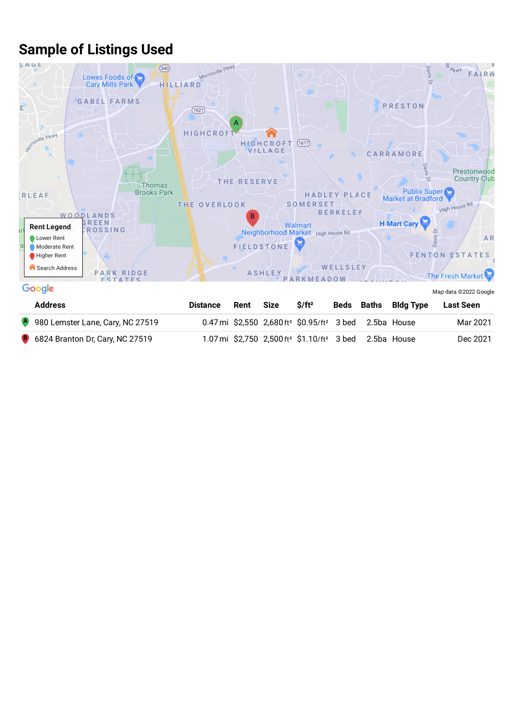## Sample of Listings Used

| | Address | Distance | Rent | Size | $/ft² | Beds | Baths | Bldg Type | Last Seen |
|---|---|---|---|---|---|---|---|---|---|
| A | 980 Lemster Lane, Cary, NC 27519 | 0.47 mi | $2,550 | 2,680 ft² | $0.95/ft² | 3 bed | 2.5ba | House | Mar 2021 |
| B | 6824 Branton Dr, Cary, NC 27519 | 1.07 mi | $2,750 | 2,500 ft² | $1.10/ft² | 3 bed | 2.5ba | House | Dec 2021 |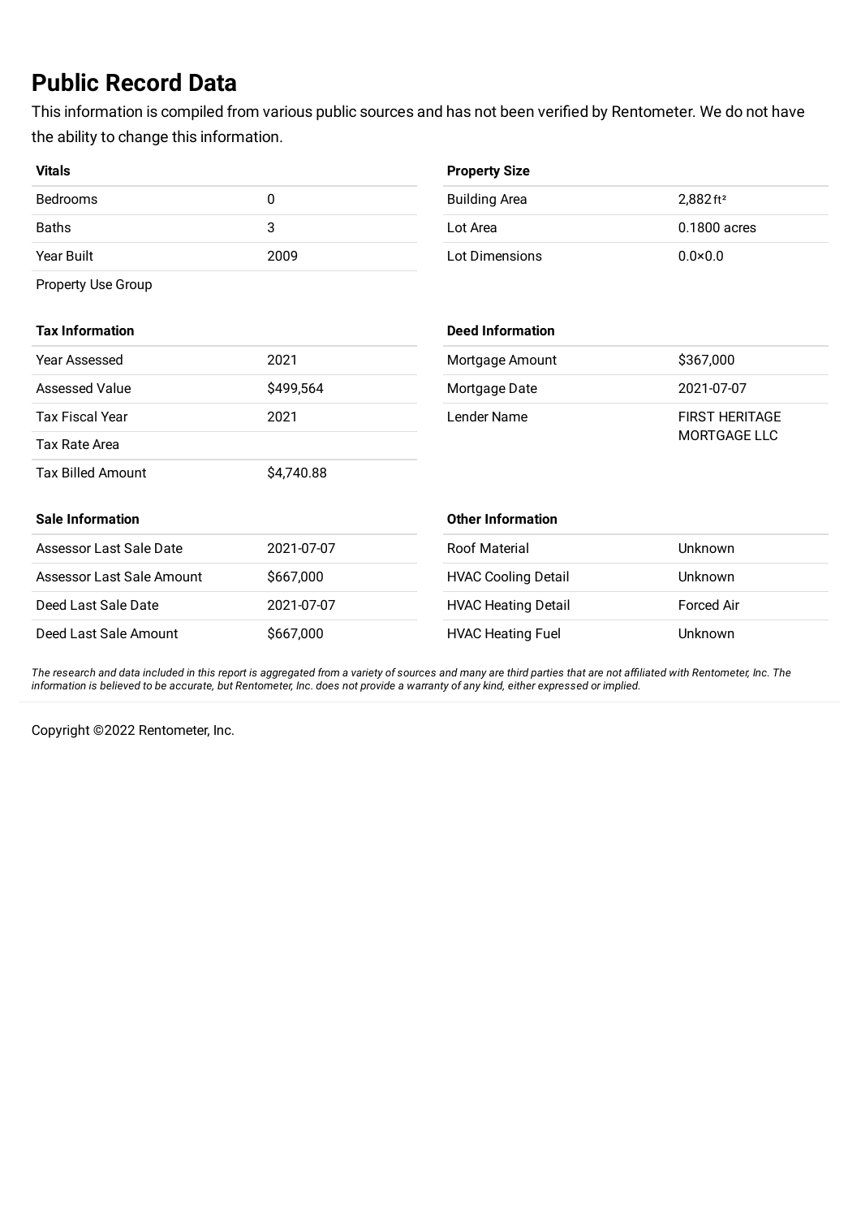# Public Record Data

This information is compiled from various public sources and has not been verified by Rentometer. We do not have the ability to change this information.

| Vitals | |
|---|---|
| Bedrooms | 0 |
| Baths | 3 |
| Year Built | 2009 |
| Property Use Group | |

| Property Size | |
|---|---|
| Building Area | 2,882 ft² |
| Lot Area | 0.1800 acres |
| Lot Dimensions | 0.0×0.0 |

| Tax Information | |
|---|---|
| Year Assessed | 2021 |
| Assessed Value | $499,564 |
| Tax Fiscal Year | 2021 |
| Tax Rate Area | |
| Tax Billed Amount | $4,740.88 |

| Deed Information | |
|---|---|
| Mortgage Amount | $367,000 |
| Mortgage Date | 2021-07-07 |
| Lender Name | FIRST HERITAGE MORTGAGE LLC |

| Sale Information | |
|---|---|
| Assessor Last Sale Date | 2021-07-07 |
| Assessor Last Sale Amount | $667,000 |
| Deed Last Sale Date | 2021-07-07 |
| Deed Last Sale Amount | $667,000 |

| Other Information | |
|---|---|
| Roof Material | Unknown |
| HVAC Cooling Detail | Unknown |
| HVAC Heating Detail | Forced Air |
| HVAC Heating Fuel | Unknown |

*The research and data included in this report is aggregated from a variety of sources and many are third parties that are not affiliated with Rentometer, Inc. The information is believed to be accurate, but Rentometer, Inc. does not provide a warranty of any kind, either expressed or implied.*

Copyright ©2022 Rentometer, Inc.